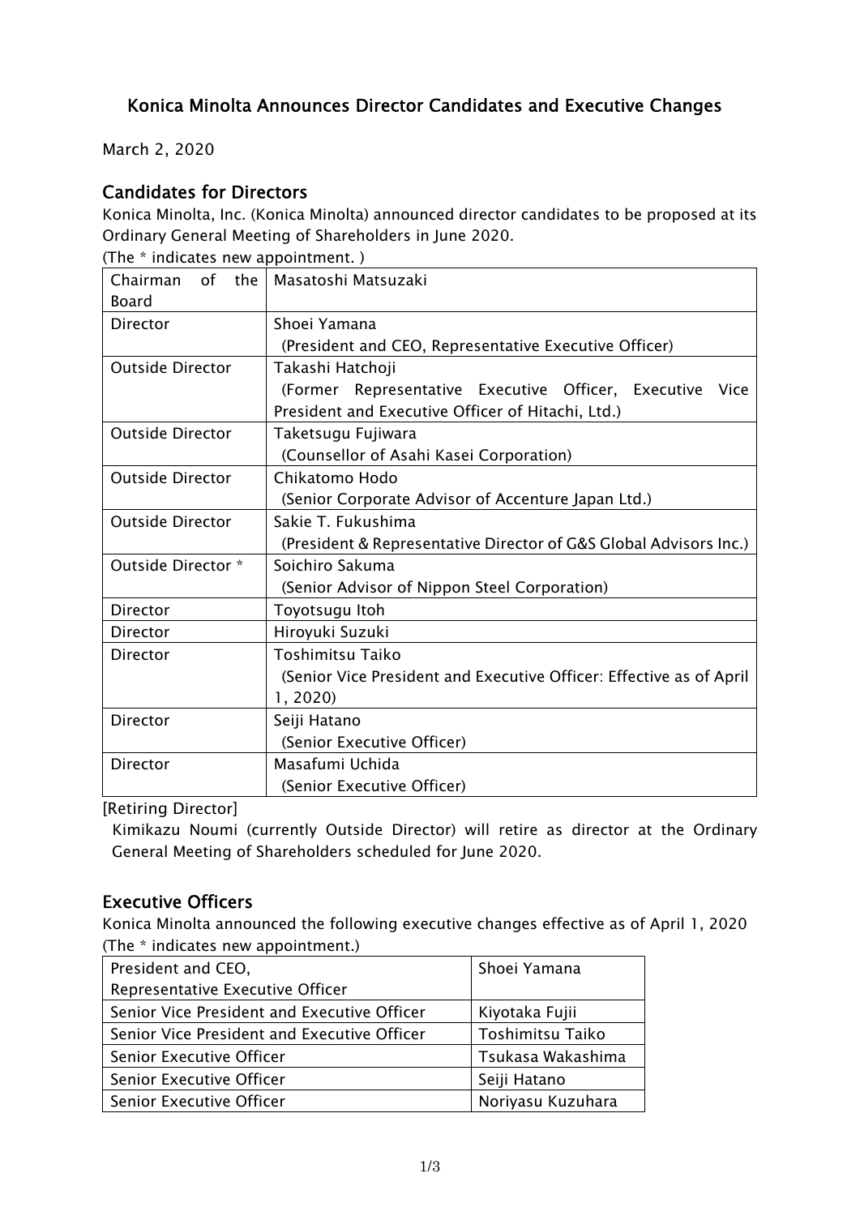# Konica Minolta Announces Director Candidates and Executive Changes

March 2, 2020

## Candidates for Directors

Konica Minolta, Inc. (Konica Minolta) announced director candidates to be proposed at its Ordinary General Meeting of Shareholders in June 2020.

(The * indicates new appointment. )

| Chairman of the Board | Masatoshi Matsuzaki |
|---|---|
| Director | Shoei Yamana (President and CEO, Representative Executive Officer) |
| Outside Director | Takashi Hatchoji (Former Representative Executive Officer, Executive Vice President and Executive Officer of Hitachi, Ltd.) |
| Outside Director | Taketsugu Fujiwara (Counsellor of Asahi Kasei Corporation) |
| Outside Director | Chikatomo Hodo (Senior Corporate Advisor of Accenture Japan Ltd.) |
| Outside Director | Sakie T. Fukushima (President & Representative Director of G&S Global Advisors Inc.) |
| Outside Director * | Soichiro Sakuma (Senior Advisor of Nippon Steel Corporation) |
| Director | Toyotsugu Itoh |
| Director | Hiroyuki Suzuki |
| Director | Toshimitsu Taiko (Senior Vice President and Executive Officer: Effective as of April 1, 2020) |
| Director | Seiji Hatano (Senior Executive Officer) |
| Director | Masafumi Uchida (Senior Executive Officer) |

[Retiring Director]

Kimikazu Noumi (currently Outside Director) will retire as director at the Ordinary General Meeting of Shareholders scheduled for June 2020.

## Executive Officers

Konica Minolta announced the following executive changes effective as of April 1, 2020

(The * indicates new appointment.)

| President and CEO, Representative Executive Officer | Shoei Yamana |
|---|---|
| Senior Vice President and Executive Officer | Kiyotaka Fujii |
| Senior Vice President and Executive Officer | Toshimitsu Taiko |
| Senior Executive Officer | Tsukasa Wakashima |
| Senior Executive Officer | Seiji Hatano |
| Senior Executive Officer | Noriyasu Kuzuhara |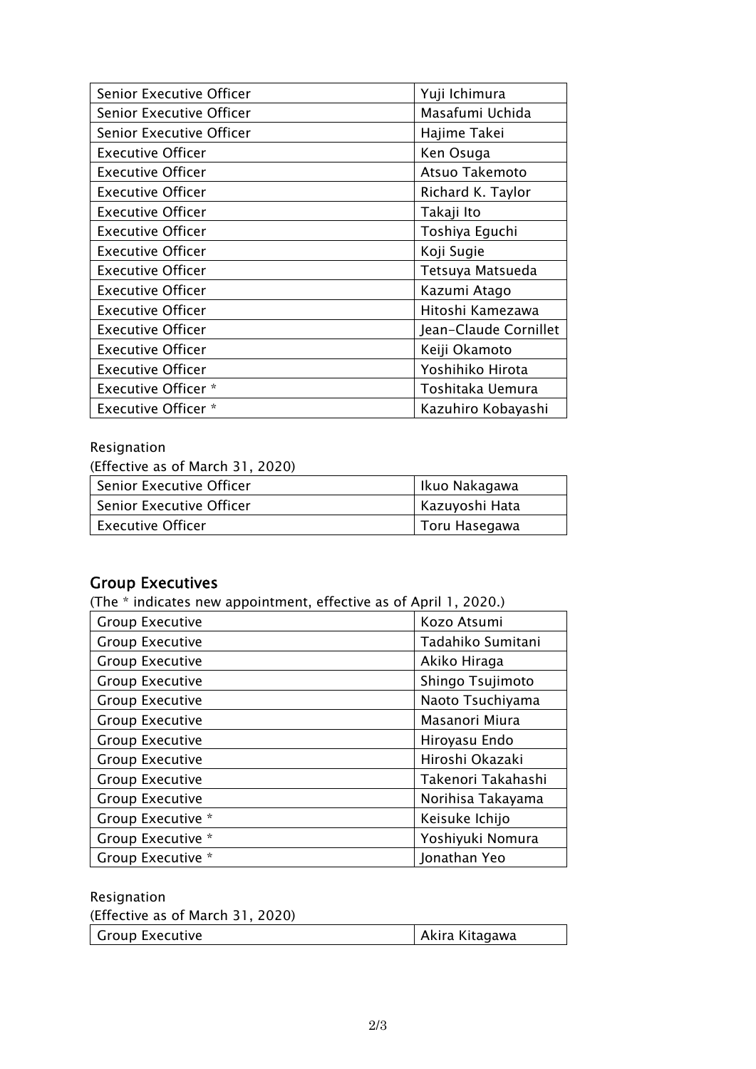| Senior Executive Officer | Yuji Ichimura |
|---|---|
| Senior Executive Officer | Masafumi Uchida |
| Senior Executive Officer | Hajime Takei |
| Executive Officer | Ken Osuga |
| Executive Officer | Atsuo Takemoto |
| Executive Officer | Richard K. Taylor |
| Executive Officer | Takaji Ito |
| Executive Officer | Toshiya Eguchi |
| Executive Officer | Koji Sugie |
| Executive Officer | Tetsuya Matsueda |
| Executive Officer | Kazumi Atago |
| Executive Officer | Hitoshi Kamezawa |
| Executive Officer | Jean-Claude Cornillet |
| Executive Officer | Keiji Okamoto |
| Executive Officer | Yoshihiko Hirota |
| Executive Officer * | Toshitaka Uemura |
| Executive Officer * | Kazuhiro Kobayashi |

Resignation

(Effective as of March 31, 2020)

| Senior Executive Officer | Ikuo Nakagawa |
|---|---|
| Senior Executive Officer | Kazuyoshi Hata |
| Executive Officer | Toru Hasegawa |

## Group Executives

(The * indicates new appointment, effective as of April 1, 2020.)

| Group Executive | Kozo Atsumi |
|---|---|
| Group Executive | Tadahiko Sumitani |
| Group Executive | Akiko Hiraga |
| Group Executive | Shingo Tsujimoto |
| Group Executive | Naoto Tsuchiyama |
| Group Executive | Masanori Miura |
| Group Executive | Hiroyasu Endo |
| Group Executive | Hiroshi Okazaki |
| Group Executive | Takenori Takahashi |
| Group Executive | Norihisa Takayama |
| Group Executive * | Keisuke Ichijo |
| Group Executive * | Yoshiyuki Nomura |
| Group Executive * | Jonathan Yeo |

Resignation

(Effective as of March 31, 2020)

| Group Executive | Akira Kitagawa |
|---|---|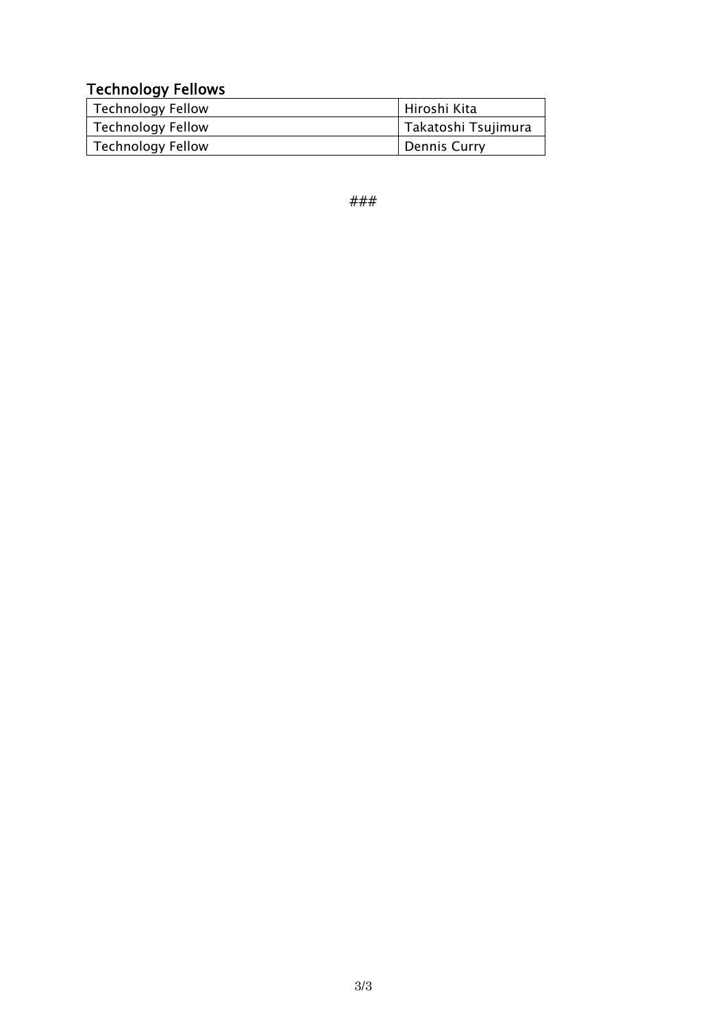## Technology Fellows

| | |
|---|---|
| Technology Fellow | Hiroshi Kita |
| Technology Fellow | Takatoshi Tsujimura |
| Technology Fellow | Dennis Curry |

###